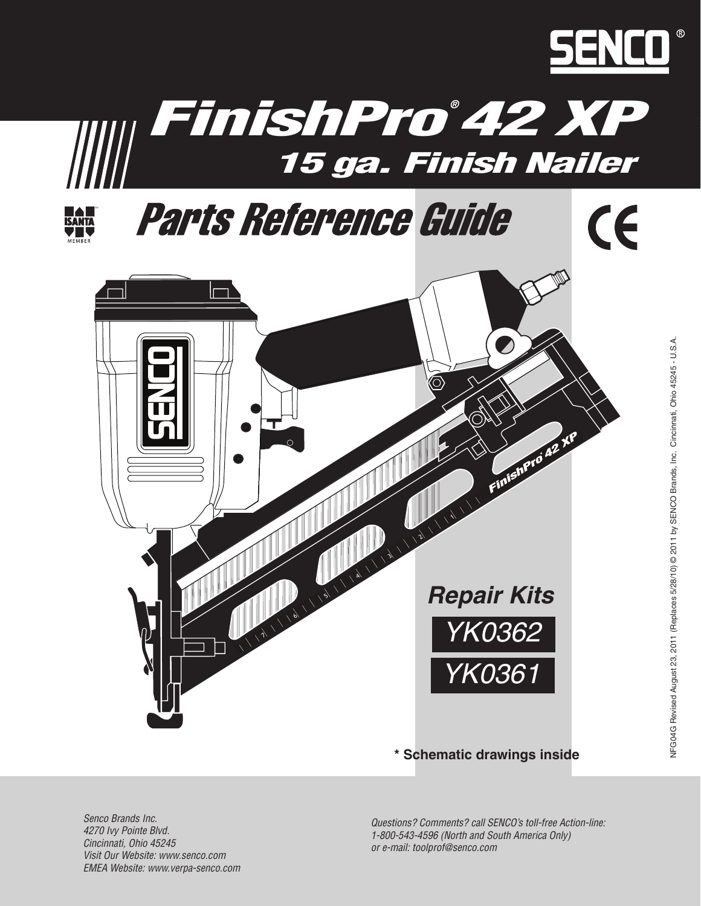SENCO®

# FinishPro® 42 XP

## 15 ga. Finish Nailer

ISANTA MEMBER

# Parts Reference Guide

CE

### Repair Kits

YK0362

YK0361

**\* Schematic drawings inside**

NFG04G Revised August 23, 2011 (Replaces 5/28/10) © 2011 by SENCO Brands, Inc. Cincinnati, Ohio 45245 - U.S.A.

*Senco Brands Inc.*
*4270 Ivy Pointe Blvd.*
*Cincinnati, Ohio 45245*
*Visit Our Website: www.senco.com*
*EMEA Website: www.verpa-senco.com*

*Questions? Comments? call SENCO's toll-free Action-line:*
*1-800-543-4596 (North and South America Only)*
*or e-mail: toolprof@senco.com*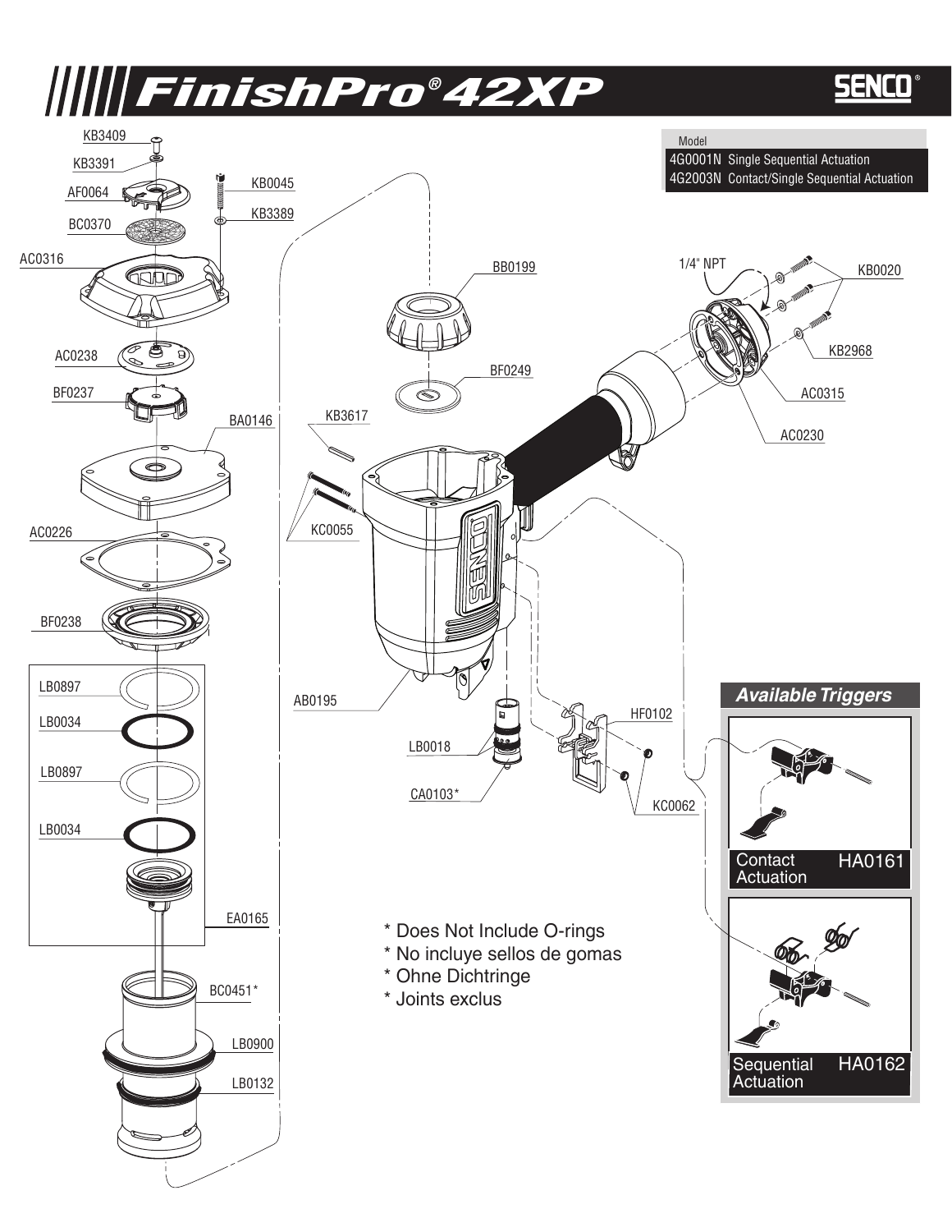# FinishPro® 42XP

SENCO®

| Model | |
|---|---|
| 4G0001N | Single Sequential Actuation |
| 4G2003N | Contact/Single Sequential Actuation |

KB3409

KB3391

AF0064

BC0370

AC0316

KB0045

KB3389

AC0238

BF0237

BA0146

AC0226

BF0238

LB0897

LB0034

LB0897

LB0034

EA0165

BC0451*

LB0900

LB0132

BB0199

BF0249

KB3617

KC0055

AB0195

LB0018

CA0103*

HF0102

KC0062

1/4" NPT

KB0020

KB2968

AC0315

AC0230

## Available Triggers

Contact Actuation HA0161

Sequential Actuation HA0162

\* Does Not Include O-rings
\* No incluye sellos de gomas
\* Ohne Dichtringe
\* Joints exclus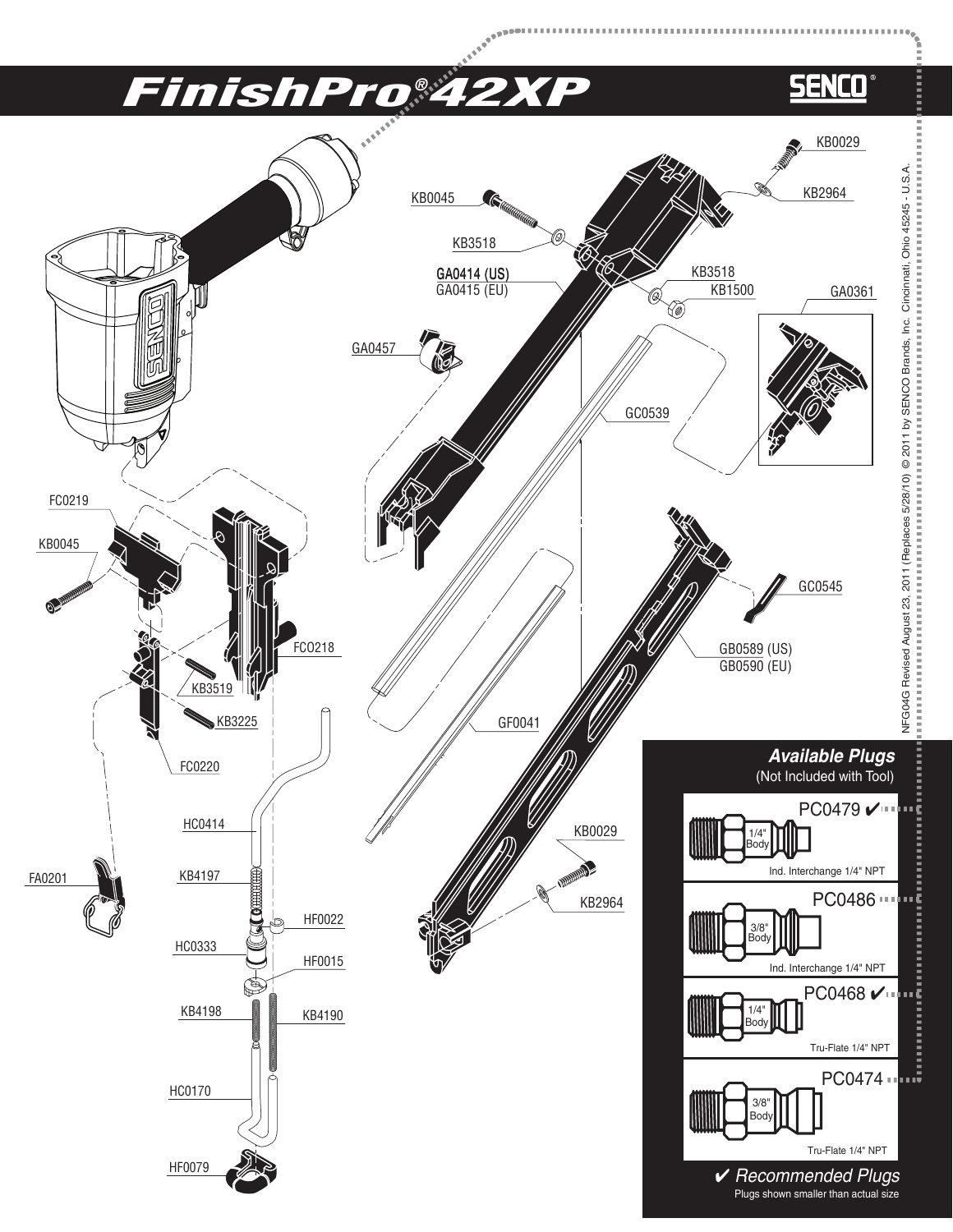# FinishPro® 42XP

SENCO®

KB0029

KB2964

KB0045

KB3518

GA0414 (US)
GA0415 (EU)

KB3518

KB1500

GA0361

GA0457

GC0539

FC0219

KB0045

GC0545

FCO218

GB0589 (US)
GB0590 (EU)

KB3519

KB3225

GF0041

FC0220

HC0414

KB0029

FA0201

KB4197

KB2964

HF0022

HC0333

HF0015

KB4198

KB4190

HC0170

HF0079

## Available Plugs

(Not Included with Tool)

- PC0479 ✔ — 1/4" Body — Ind. Interchange 1/4" NPT
- PC0486 — 3/8" Body — Ind. Interchange 1/4" NPT
- PC0468 ✔ — 1/4" Body — Tru-Flate 1/4" NPT
- PC0474 — 3/8" Body — Tru-Flate 1/4" NPT

✔ *Recommended Plugs*

Plugs shown smaller than actual size

NFG04G Revised August 23, 2011 (Replaces 5/28/10) © 2011 by SENCO Brands, Inc. Cincinnati, Ohio 45245 - U.S.A.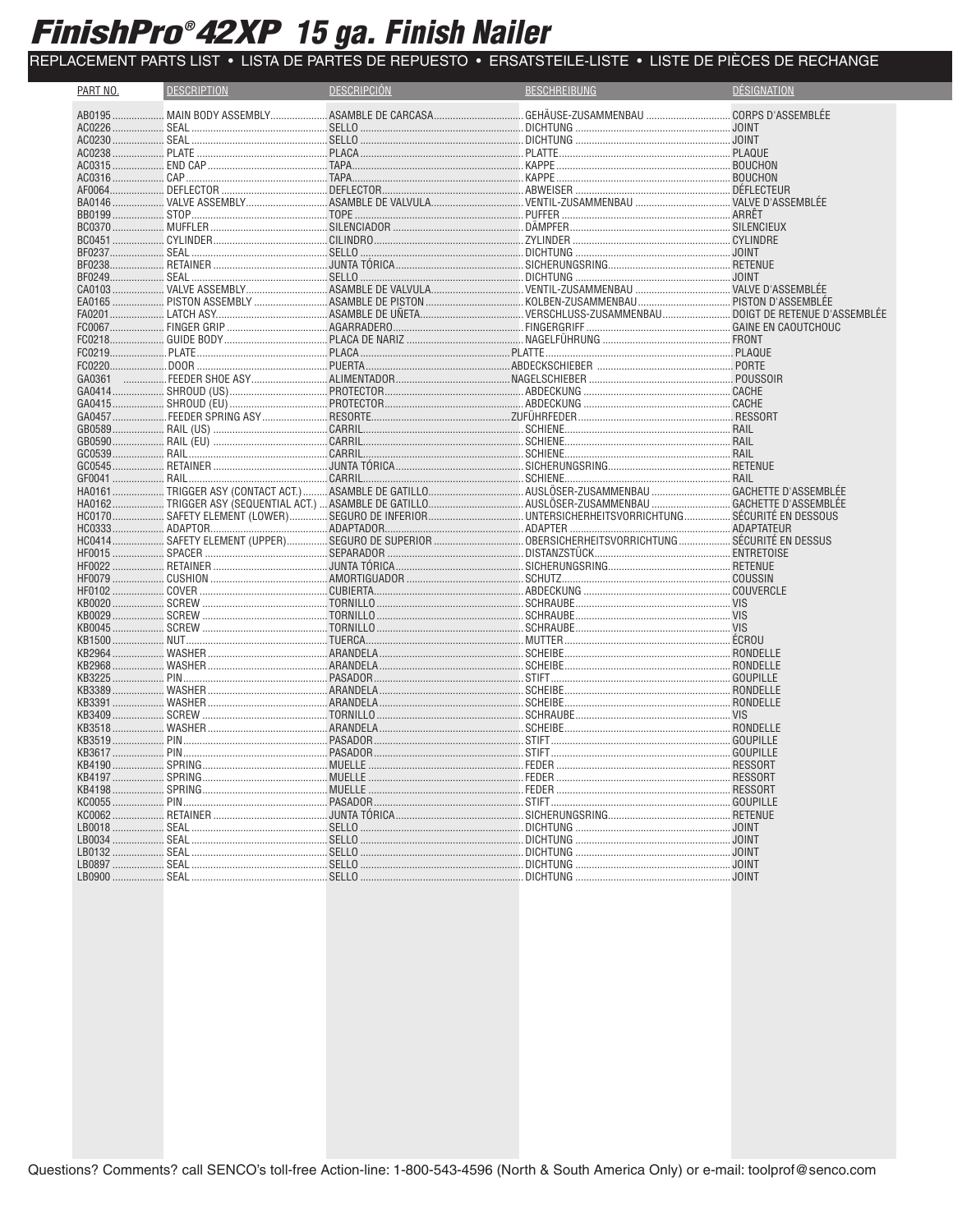# FinishPro® 42XP 15 ga. Finish Nailer

REPLACEMENT PARTS LIST • LISTA DE PARTES DE REPUESTO • ERSATSTEILE-LISTE • LISTE DE PIÈCES DE RECHANGE

| PART NO. | DESCRIPTION | DESCRIPCIÓN | BESCHREIBUNG | DÉSIGNATION |
|---|---|---|---|---|
| AB0195 | MAIN BODY ASSEMBLY | ASAMBLE DE CARCASA | GEHÄUSE-ZUSAMMENBAU | CORPS D'ASSEMBLÉE |
| AC0226 | SEAL | SELLO | DICHTUNG | JOINT |
| AC0230 | SEAL | SELLO | DICHTUNG | JOINT |
| AC0238 | PLATE | PLACA | PLATTE | PLAQUE |
| AC0315 | END CAP | TAPA | KAPPE | BOUCHON |
| AC0316 | CAP | TAPA | KAPPE | BOUCHON |
| AF0064 | DEFLECTOR | DEFLECTOR | ABWEISER | DÉFLECTEUR |
| BA0146 | VALVE ASSEMBLY | ASAMBLE DE VALVULA | VENTIL-ZUSAMMENBAU | VALVE D'ASSEMBLÉE |
| BB0199 | STOP | TOPE | PUFFER | ARRÊT |
| BC0370 | MUFFLER | SILENCIADOR | DÄMPFER | SILENCIEUX |
| BC0451 | CYLINDER | CILINDRO | ZYLINDER | CYLINDRE |
| BF0237 | SEAL | SELLO | DICHTUNG | JOINT |
| BF0238 | RETAINER | JUNTA TÓRICA | SICHERUNGSRING | RETENUE |
| BF0249 | SEAL | SELLO | DICHTUNG | JOINT |
| CA0103 | VALVE ASSEMBLY | ASAMBLE DE VALVULA | VENTIL-ZUSAMMENBAU | VALVE D'ASSEMBLÉE |
| EA0165 | PISTON ASSEMBLY | ASAMBLE DE PISTON | KOLBEN-ZUSAMMENBAU | PISTON D'ASSEMBLÉE |
| FA0201 | LATCH ASY. | ASAMBLE DE UÑETA | VERSCHLUSS-ZUSAMMENBAU | DOIGT DE RETENUE D'ASSEMBLÉE |
| FC0067 | FINGER GRIP | AGARRADERO | FINGERGRIFF | GAINE EN CAOUTCHOUC |
| FC0218 | GUIDE BODY | PLACA DE NARIZ | NAGELFÜHRUNG | FRONT |
| FC0219 | PLATE | PLACA | PLATTE | PLAQUE |
| FC0220 | DOOR | PUERTA | ABDECKSCHIEBER | PORTE |
| GA0361 | FEEDER SHOE ASY. | ALIMENTADOR | NAGELSCHIEBER | POUSSOIR |
| GA0414 | SHROUD (US) | PROTECTOR | ABDECKUNG | CACHE |
| GA0415 | SHROUD (EU) | PROTECTOR | ABDECKUNG | CACHE |
| GA0457 | FEEDER SPRING ASY | RESORTE | ZUFÜHRFEDER | RESSORT |
| GB0589 | RAIL (US) | CARRIL | SCHIENE | RAIL |
| GB0590 | RAIL (EU) | CARRIL | SCHIENE | RAIL |
| GC0539 | RAIL | CARRIL | SCHIENE | RAIL |
| GC0545 | RETAINER | JUNTA TÓRICA | SICHERUNGSRING | RETENUE |
| GF0041 | RAIL | CARRIL | SCHIENE | RAIL |
| HA0161 | TRIGGER ASY (CONTACT ACT.) | ASAMBLE DE GATILLO | AUSLÖSER-ZUSAMMENBAU | GACHETTE D'ASSEMBLÉE |
| HA0162 | TRIGGER ASY (SEQUENTIAL ACT.) | ASAMBLE DE GATILLO | AUSLÖSER-ZUSAMMENBAU | GACHETTE D'ASSEMBLÉE |
| HC0170 | SAFETY ELEMENT (LOWER) | SEGURO DE INFERIOR | UNTERSICHERHEITSVORRICHTUNG | SÉCURITÉ EN DESSOUS |
| HC0333 | ADAPTOR | ADAPTADOR | ADAPTER | ADAPTATEUR |
| HC0414 | SAFETY ELEMENT (UPPER) | SEGURO DE SUPERIOR | OBERSICHERHEITSVORRICHTUNG | SÉCURITÉ EN DESSUS |
| HF0015 | SPACER | SEPARADOR | DISTANZSTÜCK | ENTRETOISE |
| HF0022 | RETAINER | JUNTA TÓRICA | SICHERUNGSRING | RETENUE |
| HF0079 | CUSHION | AMORTIGUADOR | SCHUTZ | COUSSIN |
| HF0102 | COVER | CUBIERTA | ABDECKUNG | COUVERCLE |
| KB0020 | SCREW | TORNILLO | SCHRAUBE | VIS |
| KB0029 | SCREW | TORNILLO | SCHRAUBE | VIS |
| KB0045 | SCREW | TORNILLO | SCHRAUBE | VIS |
| KB1500 | NUT | TUERCA | MUTTER | ÉCROU |
| KB2964 | WASHER | ARANDELA | SCHEIBE | RONDELLE |
| KB2968 | WASHER | ARANDELA | SCHEIBE | RONDELLE |
| KB3225 | PIN | PASADOR | STIFT | GOUPILLE |
| KB3389 | WASHER | ARANDELA | SCHEIBE | RONDELLE |
| KB3391 | WASHER | ARANDELA | SCHEIBE | RONDELLE |
| KB3409 | SCREW | TORNILLO | SCHRAUBE | VIS |
| KB3518 | WASHER | ARANDELA | SCHEIBE | RONDELLE |
| KB3519 | PIN | PASADOR | STIFT | GOUPILLE |
| KB3617 | PIN | PASADOR | STIFT | GOUPILLE |
| KB4190 | SPRING | MUELLE | FEDER | RESSORT |
| KB4197 | SPRING | MUELLE | FEDER | RESSORT |
| KB4198 | SPRING | MUELLE | FEDER | RESSORT |
| KC0055 | PIN | PASADOR | STIFT | GOUPILLE |
| KC0062 | RETAINER | JUNTA TÓRICA | SICHERUNGSRING | RETENUE |
| LB0018 | SEAL | SELLO | DICHTUNG | JOINT |
| LB0034 | SEAL | SELLO | DICHTUNG | JOINT |
| LB0132 | SEAL | SELLO | DICHTUNG | JOINT |
| LB0897 | SEAL | SELLO | DICHTUNG | JOINT |
| LB0900 | SEAL | SELLO | DICHTUNG | JOINT |

Questions? Comments? call SENCO's toll-free Action-line: 1-800-543-4596 (North & South America Only) or e-mail: toolprof@senco.com